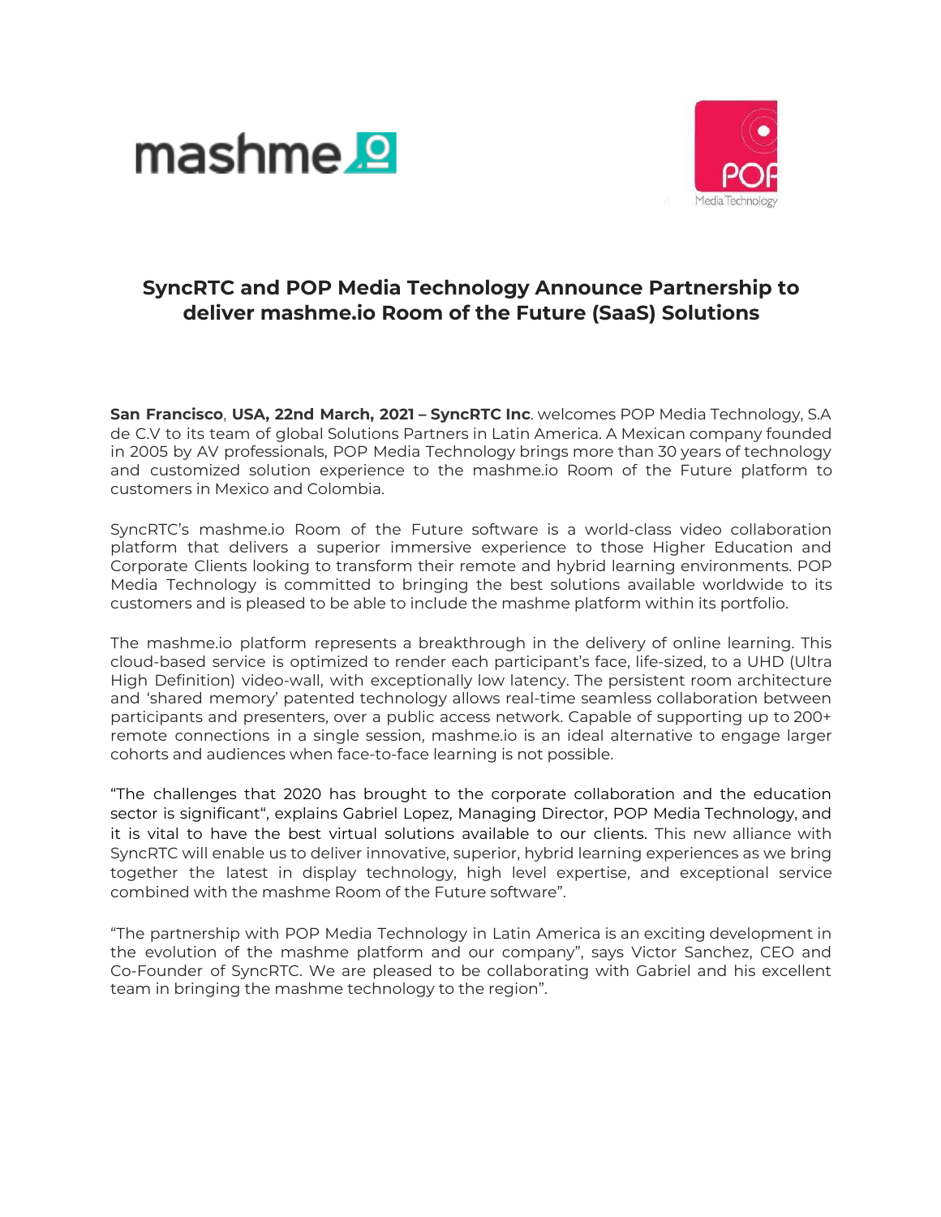# SyncRTC and POP Media Technology Announce Partnership to deliver mashme.io Room of the Future (SaaS) Solutions

**San Francisco**, **USA, 22nd March, 2021 – SyncRTC Inc**. welcomes POP Media Technology, S.A de C.V to its team of global Solutions Partners in Latin America. A Mexican company founded in 2005 by AV professionals, POP Media Technology brings more than 30 years of technology and customized solution experience to the mashme.io Room of the Future platform to customers in Mexico and Colombia.

SyncRTC's mashme.io Room of the Future software is a world-class video collaboration platform that delivers a superior immersive experience to those Higher Education and Corporate Clients looking to transform their remote and hybrid learning environments. POP Media Technology is committed to bringing the best solutions available worldwide to its customers and is pleased to be able to include the mashme platform within its portfolio.

The mashme.io platform represents a breakthrough in the delivery of online learning. This cloud-based service is optimized to render each participant's face, life-sized, to a UHD (Ultra High Definition) video-wall, with exceptionally low latency. The persistent room architecture and 'shared memory' patented technology allows real-time seamless collaboration between participants and presenters, over a public access network. Capable of supporting up to 200+ remote connections in a single session, mashme.io is an ideal alternative to engage larger cohorts and audiences when face-to-face learning is not possible.

"The challenges that 2020 has brought to the corporate collaboration and the education sector is significant", explains Gabriel Lopez, Managing Director, POP Media Technology, and it is vital to have the best virtual solutions available to our clients. This new alliance with SyncRTC will enable us to deliver innovative, superior, hybrid learning experiences as we bring together the latest in display technology, high level expertise, and exceptional service combined with the mashme Room of the Future software".

"The partnership with POP Media Technology in Latin America is an exciting development in the evolution of the mashme platform and our company", says Victor Sanchez, CEO and Co-Founder of SyncRTC. We are pleased to be collaborating with Gabriel and his excellent team in bringing the mashme technology to the region".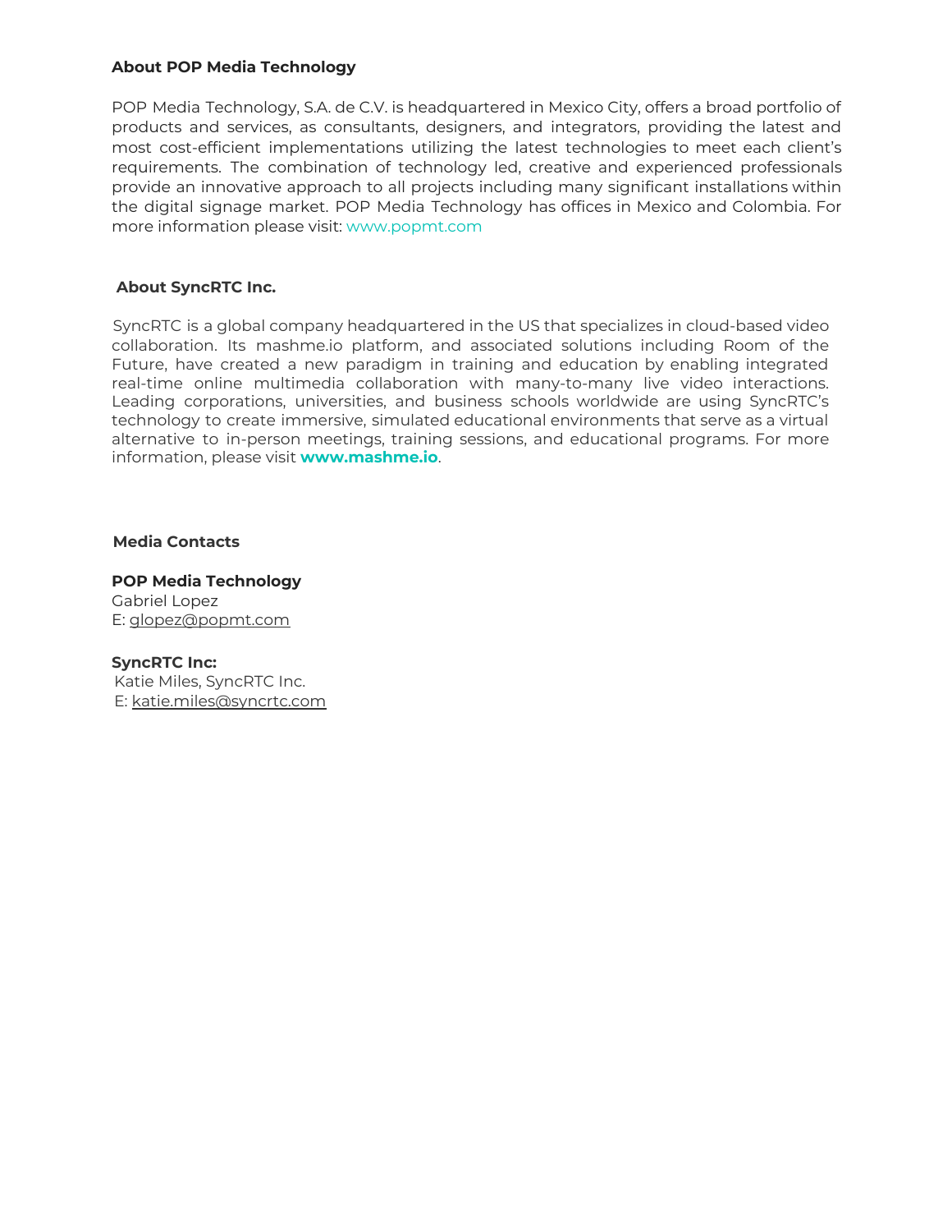### About POP Media Technology

POP Media Technology, S.A. de C.V. is headquartered in Mexico City, offers a broad portfolio of products and services, as consultants, designers, and integrators, providing the latest and most cost-efficient implementations utilizing the latest technologies to meet each client's requirements. The combination of technology led, creative and experienced professionals provide an innovative approach to all projects including many significant installations within the digital signage market. POP Media Technology has offices in Mexico and Colombia. For more information please visit: www.popmt.com

### About SyncRTC Inc.

SyncRTC is a global company headquartered in the US that specializes in cloud-based video collaboration. Its mashme.io platform, and associated solutions including Room of the Future, have created a new paradigm in training and education by enabling integrated real-time online multimedia collaboration with many-to-many live video interactions. Leading corporations, universities, and business schools worldwide are using SyncRTC's technology to create immersive, simulated educational environments that serve as a virtual alternative to in-person meetings, training sessions, and educational programs. For more information, please visit **www.mashme.io**.

### Media Contacts

**POP Media Technology**
Gabriel Lopez
E: glopez@popmt.com

**SyncRTC Inc:**
Katie Miles, SyncRTC Inc.
E: katie.miles@syncrtc.com